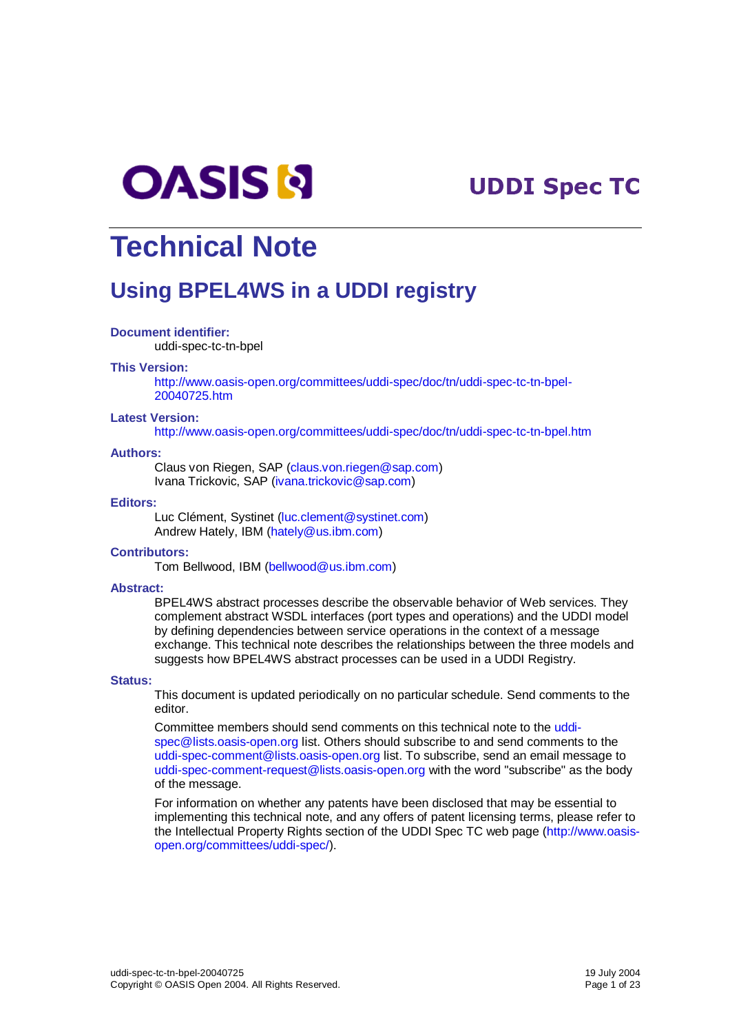OASIS

UDDI Spec TC

# Technical Note

## Using BPEL4WS in a UDDI registry

**Document identifier:**

uddi-spec-tc-tn-bpel

**This Version:**

http://www.oasis-open.org/committees/uddi-spec/doc/tn/uddi-spec-tc-tn-bpel-20040725.htm

**Latest Version:**

http://www.oasis-open.org/committees/uddi-spec/doc/tn/uddi-spec-tc-tn-bpel.htm

**Authors:**

Claus von Riegen, SAP (claus.von.riegen@sap.com)
Ivana Trickovic, SAP (ivana.trickovic@sap.com)

**Editors:**

Luc Clément, Systinet (luc.clement@systinet.com)
Andrew Hately, IBM (hately@us.ibm.com)

**Contributors:**

Tom Bellwood, IBM (bellwood@us.ibm.com)

**Abstract:**

BPEL4WS abstract processes describe the observable behavior of Web services. They complement abstract WSDL interfaces (port types and operations) and the UDDI model by defining dependencies between service operations in the context of a message exchange. This technical note describes the relationships between the three models and suggests how BPEL4WS abstract processes can be used in a UDDI Registry.

**Status:**

This document is updated periodically on no particular schedule. Send comments to the editor.

Committee members should send comments on this technical note to the uddi-spec@lists.oasis-open.org list. Others should subscribe to and send comments to the uddi-spec-comment@lists.oasis-open.org list. To subscribe, send an email message to uddi-spec-comment-request@lists.oasis-open.org with the word "subscribe" as the body of the message.

For information on whether any patents have been disclosed that may be essential to implementing this technical note, and any offers of patent licensing terms, please refer to the Intellectual Property Rights section of the UDDI Spec TC web page (http://www.oasis-open.org/committees/uddi-spec/).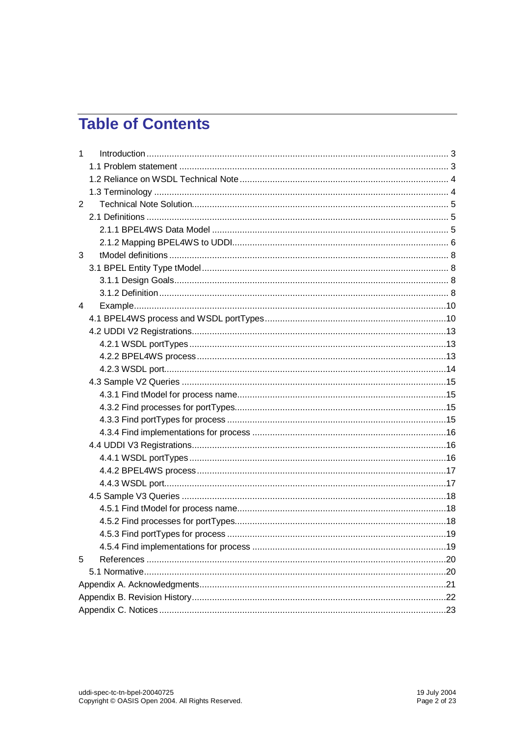# Table of Contents

1 Introduction ........ 3
  1.1 Problem statement ........ 3
  1.2 Reliance on WSDL Technical Note ........ 4
  1.3 Terminology ........ 4
2 Technical Note Solution ........ 5
  2.1 Definitions ........ 5
    2.1.1 BPEL4WS Data Model ........ 5
    2.1.2 Mapping BPEL4WS to UDDI ........ 6
3 tModel definitions ........ 8
  3.1 BPEL Entity Type tModel ........ 8
    3.1.1 Design Goals ........ 8
    3.1.2 Definition ........ 8
4 Example ........ 10
  4.1 BPEL4WS process and WSDL portTypes ........ 10
  4.2 UDDI V2 Registrations ........ 13
    4.2.1 WSDL portTypes ........ 13
    4.2.2 BPEL4WS process ........ 13
    4.2.3 WSDL port ........ 14
  4.3 Sample V2 Queries ........ 15
    4.3.1 Find tModel for process name ........ 15
    4.3.2 Find processes for portTypes ........ 15
    4.3.3 Find portTypes for process ........ 15
    4.3.4 Find implementations for process ........ 16
  4.4 UDDI V3 Registrations ........ 16
    4.4.1 WSDL portTypes ........ 16
    4.4.2 BPEL4WS process ........ 17
    4.4.3 WSDL port ........ 17
  4.5 Sample V3 Queries ........ 18
    4.5.1 Find tModel for process name ........ 18
    4.5.2 Find processes for portTypes ........ 18
    4.5.3 Find portTypes for process ........ 19
    4.5.4 Find implementations for process ........ 19
5 References ........ 20
  5.1 Normative ........ 20
Appendix A. Acknowledgments ........ 21
Appendix B. Revision History ........ 22
Appendix C. Notices ........ 23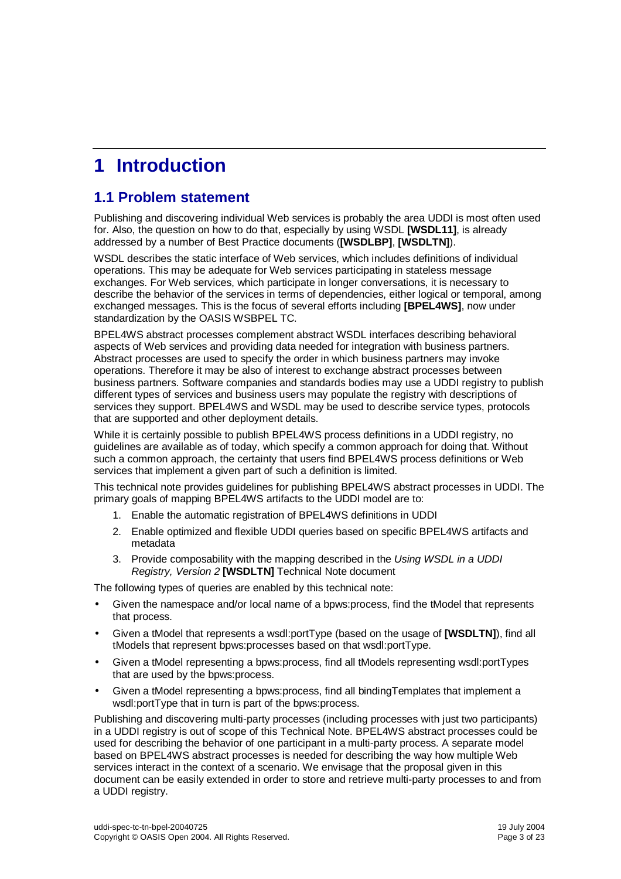# 1 Introduction

## 1.1 Problem statement

Publishing and discovering individual Web services is probably the area UDDI is most often used for. Also, the question on how to do that, especially by using WSDL **[WSDL11]**, is already addressed by a number of Best Practice documents (**[WSDLBP]**, **[WSDLTN]**).

WSDL describes the static interface of Web services, which includes definitions of individual operations. This may be adequate for Web services participating in stateless message exchanges. For Web services, which participate in longer conversations, it is necessary to describe the behavior of the services in terms of dependencies, either logical or temporal, among exchanged messages. This is the focus of several efforts including **[BPEL4WS]**, now under standardization by the OASIS WSBPEL TC.

BPEL4WS abstract processes complement abstract WSDL interfaces describing behavioral aspects of Web services and providing data needed for integration with business partners. Abstract processes are used to specify the order in which business partners may invoke operations. Therefore it may be also of interest to exchange abstract processes between business partners. Software companies and standards bodies may use a UDDI registry to publish different types of services and business users may populate the registry with descriptions of services they support. BPEL4WS and WSDL may be used to describe service types, protocols that are supported and other deployment details.

While it is certainly possible to publish BPEL4WS process definitions in a UDDI registry, no guidelines are available as of today, which specify a common approach for doing that. Without such a common approach, the certainty that users find BPEL4WS process definitions or Web services that implement a given part of such a definition is limited.

This technical note provides guidelines for publishing BPEL4WS abstract processes in UDDI. The primary goals of mapping BPEL4WS artifacts to the UDDI model are to:

1. Enable the automatic registration of BPEL4WS definitions in UDDI
2. Enable optimized and flexible UDDI queries based on specific BPEL4WS artifacts and metadata
3. Provide composability with the mapping described in the *Using WSDL in a UDDI Registry, Version 2* **[WSDLTN]** Technical Note document

The following types of queries are enabled by this technical note:

- Given the namespace and/or local name of a bpws:process, find the tModel that represents that process.
- Given a tModel that represents a wsdl:portType (based on the usage of **[WSDLTN]**), find all tModels that represent bpws:processes based on that wsdl:portType.
- Given a tModel representing a bpws:process, find all tModels representing wsdl:portTypes that are used by the bpws:process.
- Given a tModel representing a bpws:process, find all bindingTemplates that implement a wsdl:portType that in turn is part of the bpws:process.

Publishing and discovering multi-party processes (including processes with just two participants) in a UDDI registry is out of scope of this Technical Note. BPEL4WS abstract processes could be used for describing the behavior of one participant in a multi-party process. A separate model based on BPEL4WS abstract processes is needed for describing the way how multiple Web services interact in the context of a scenario. We envisage that the proposal given in this document can be easily extended in order to store and retrieve multi-party processes to and from a UDDI registry.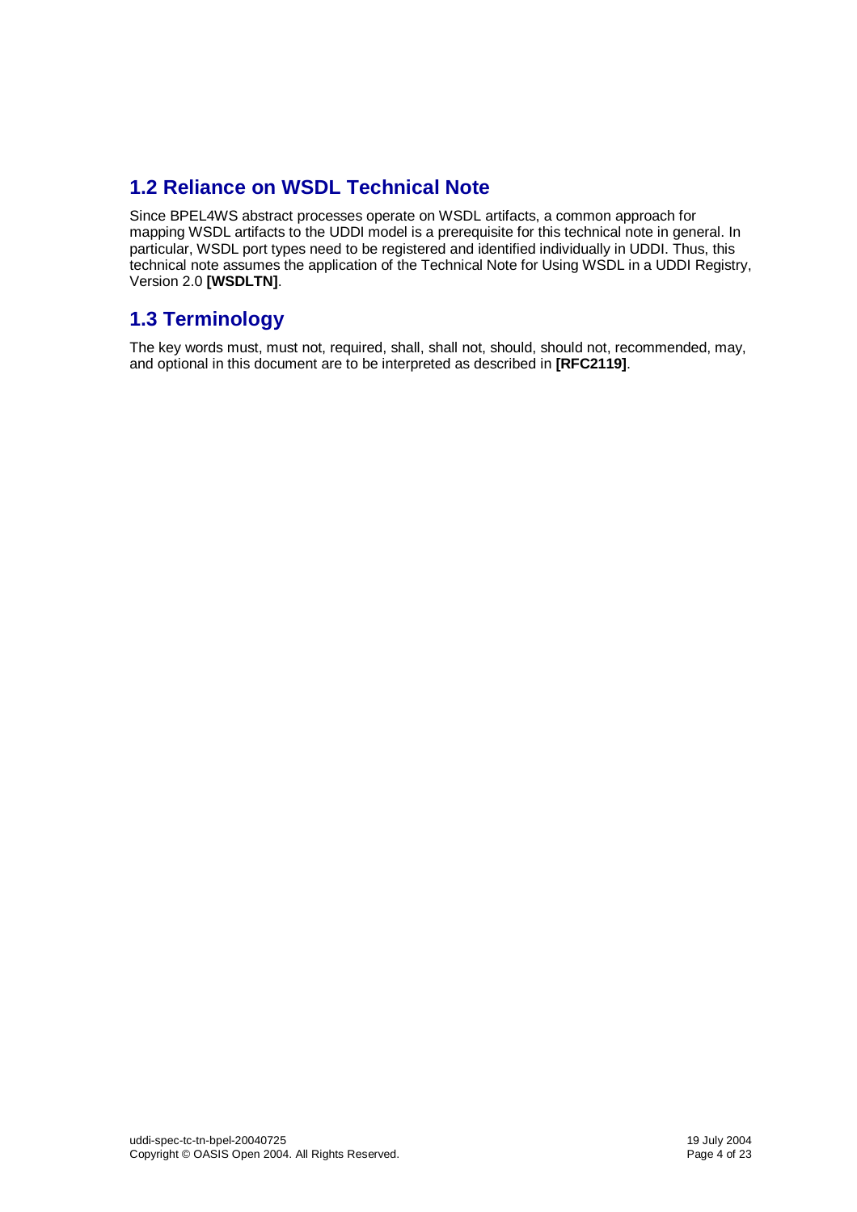## 1.2 Reliance on WSDL Technical Note

Since BPEL4WS abstract processes operate on WSDL artifacts, a common approach for mapping WSDL artifacts to the UDDI model is a prerequisite for this technical note in general. In particular, WSDL port types need to be registered and identified individually in UDDI. Thus, this technical note assumes the application of the Technical Note for Using WSDL in a UDDI Registry, Version 2.0 **[WSDLTN]**.

## 1.3 Terminology

The key words must, must not, required, shall, shall not, should, should not, recommended, may, and optional in this document are to be interpreted as described in **[RFC2119]**.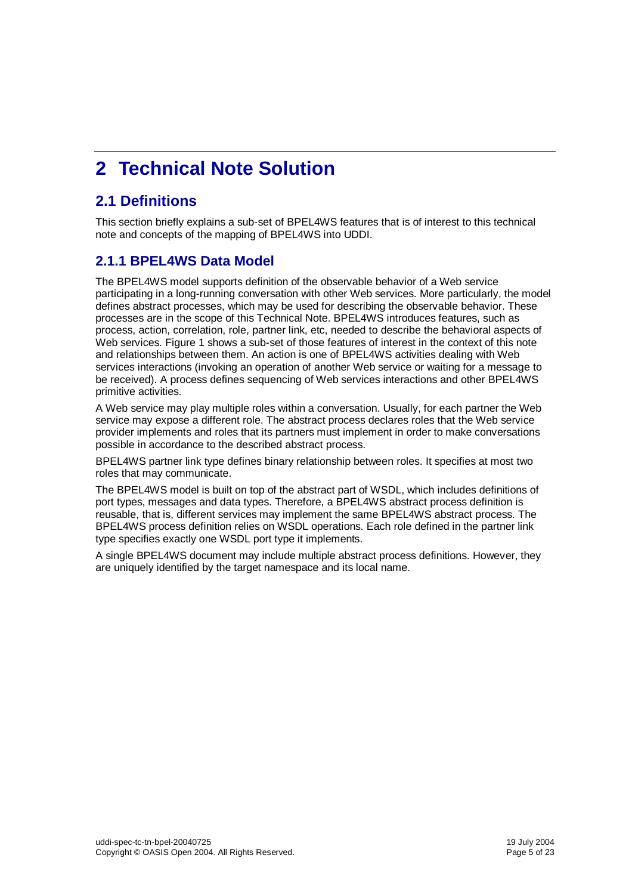# 2 Technical Note Solution

## 2.1 Definitions

This section briefly explains a sub-set of BPEL4WS features that is of interest to this technical note and concepts of the mapping of BPEL4WS into UDDI.

### 2.1.1 BPEL4WS Data Model

The BPEL4WS model supports definition of the observable behavior of a Web service participating in a long-running conversation with other Web services. More particularly, the model defines abstract processes, which may be used for describing the observable behavior. These processes are in the scope of this Technical Note. BPEL4WS introduces features, such as process, action, correlation, role, partner link, etc, needed to describe the behavioral aspects of Web services. Figure 1 shows a sub-set of those features of interest in the context of this note and relationships between them. An action is one of BPEL4WS activities dealing with Web services interactions (invoking an operation of another Web service or waiting for a message to be received). A process defines sequencing of Web services interactions and other BPEL4WS primitive activities.

A Web service may play multiple roles within a conversation. Usually, for each partner the Web service may expose a different role. The abstract process declares roles that the Web service provider implements and roles that its partners must implement in order to make conversations possible in accordance to the described abstract process.

BPEL4WS partner link type defines binary relationship between roles. It specifies at most two roles that may communicate.

The BPEL4WS model is built on top of the abstract part of WSDL, which includes definitions of port types, messages and data types. Therefore, a BPEL4WS abstract process definition is reusable, that is, different services may implement the same BPEL4WS abstract process. The BPEL4WS process definition relies on WSDL operations. Each role defined in the partner link type specifies exactly one WSDL port type it implements.

A single BPEL4WS document may include multiple abstract process definitions. However, they are uniquely identified by the target namespace and its local name.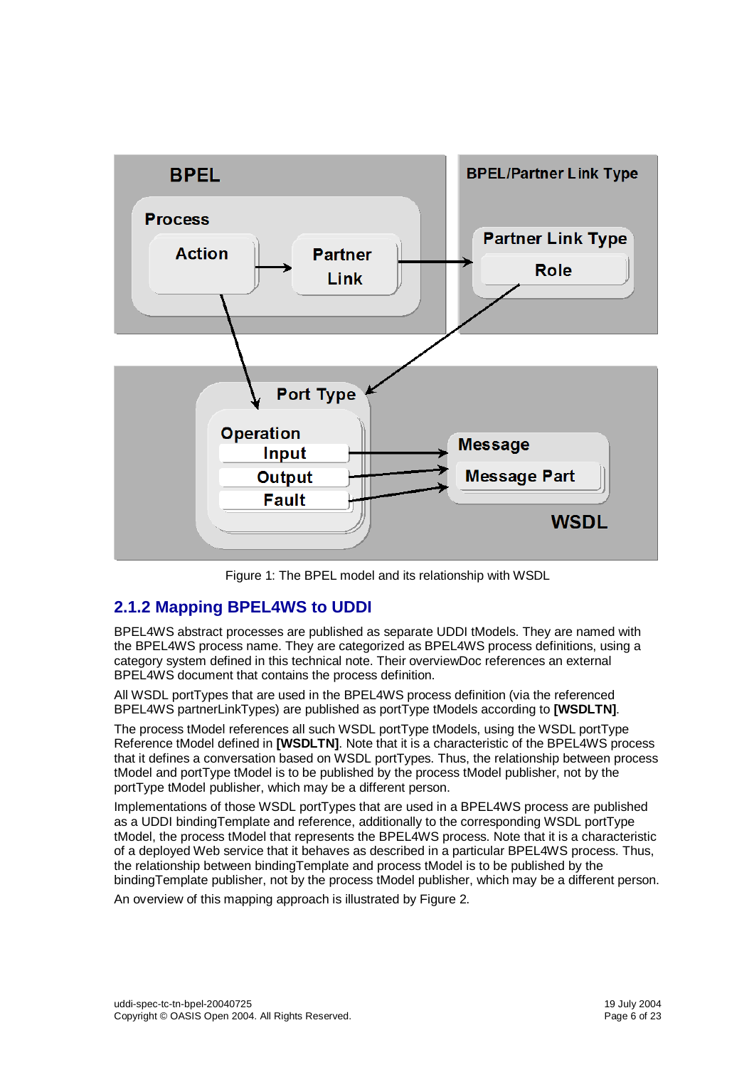Figure 1: The BPEL model and its relationship with WSDL

### 2.1.2 Mapping BPEL4WS to UDDI

BPEL4WS abstract processes are published as separate UDDI tModels. They are named with the BPEL4WS process name. They are categorized as BPEL4WS process definitions, using a category system defined in this technical note. Their overviewDoc references an external BPEL4WS document that contains the process definition.

All WSDL portTypes that are used in the BPEL4WS process definition (via the referenced BPEL4WS partnerLinkTypes) are published as portType tModels according to **[WSDLTN]**.

The process tModel references all such WSDL portType tModels, using the WSDL portType Reference tModel defined in **[WSDLTN]**. Note that it is a characteristic of the BPEL4WS process that it defines a conversation based on WSDL portTypes. Thus, the relationship between process tModel and portType tModel is to be published by the process tModel publisher, not by the portType tModel publisher, which may be a different person.

Implementations of those WSDL portTypes that are used in a BPEL4WS process are published as a UDDI bindingTemplate and reference, additionally to the corresponding WSDL portType tModel, the process tModel that represents the BPEL4WS process. Note that it is a characteristic of a deployed Web service that it behaves as described in a particular BPEL4WS process. Thus, the relationship between bindingTemplate and process tModel is to be published by the bindingTemplate publisher, not by the process tModel publisher, which may be a different person.

An overview of this mapping approach is illustrated by Figure 2.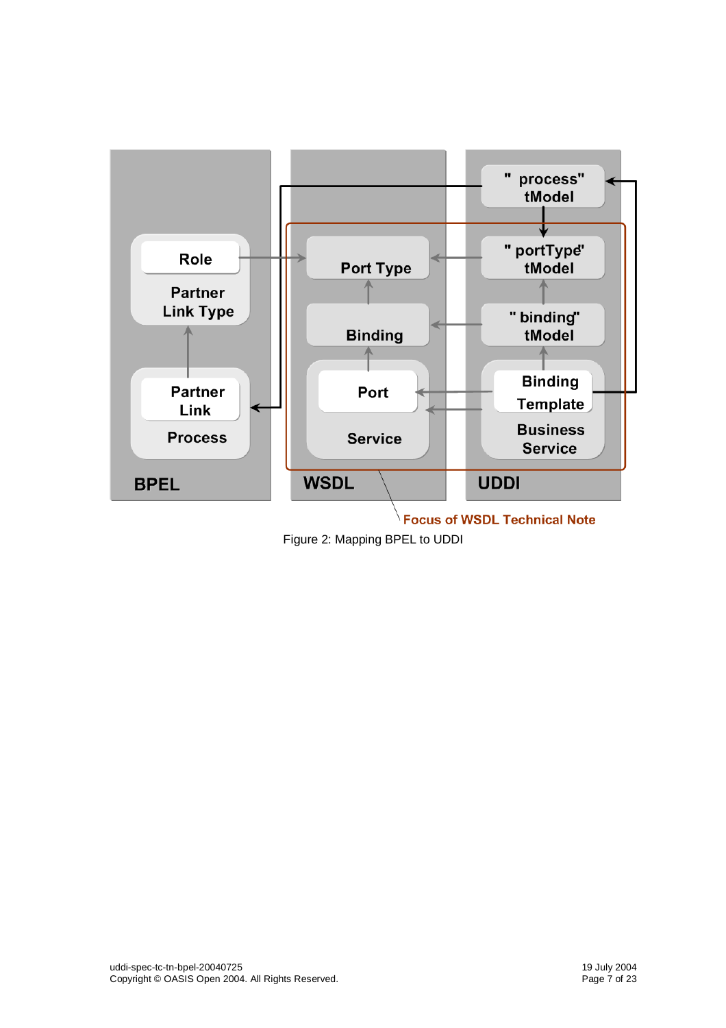Figure 2: Mapping BPEL to UDDI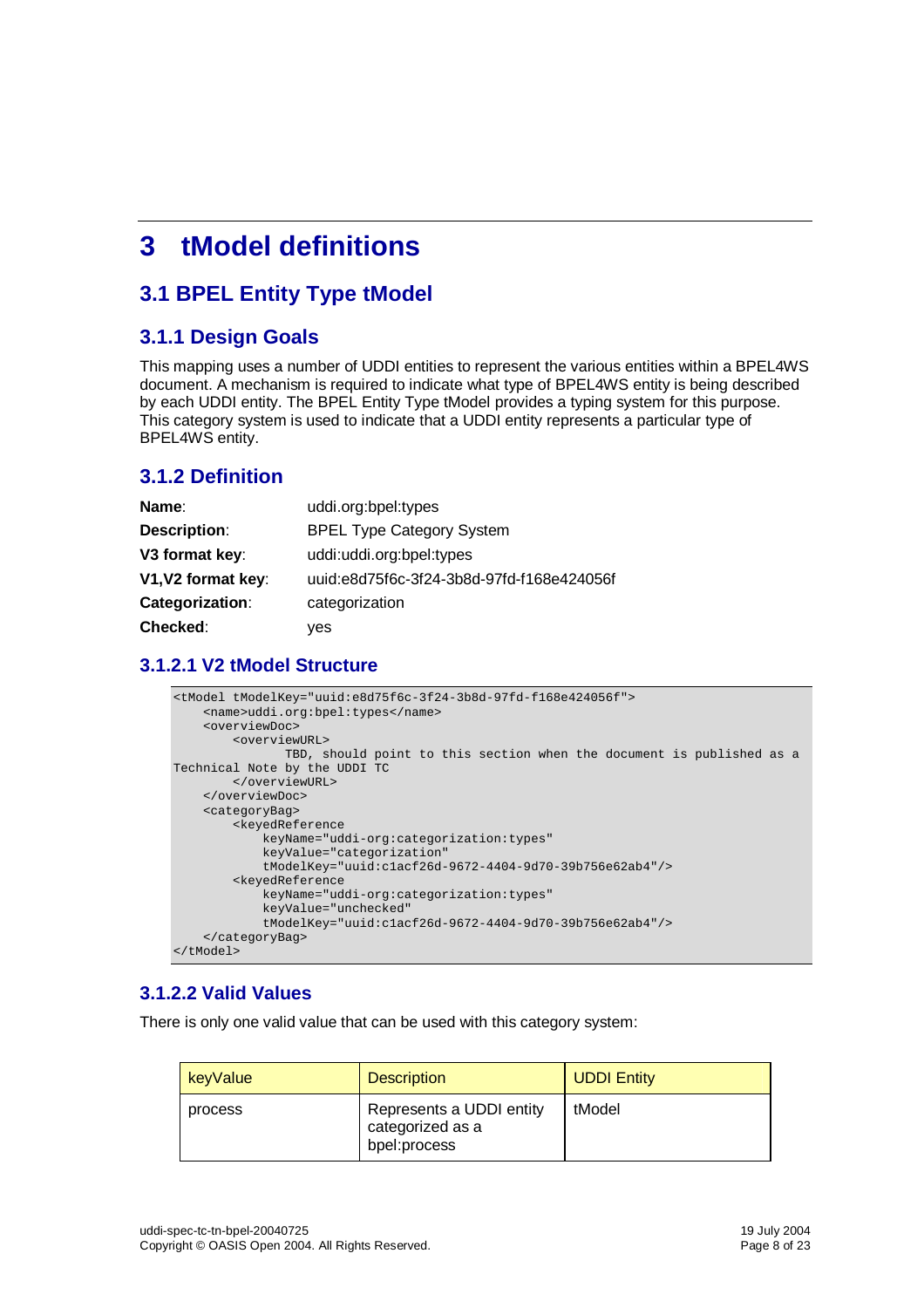# 3 tModel definitions

## 3.1 BPEL Entity Type tModel

### 3.1.1 Design Goals

This mapping uses a number of UDDI entities to represent the various entities within a BPEL4WS document. A mechanism is required to indicate what type of BPEL4WS entity is being described by each UDDI entity. The BPEL Entity Type tModel provides a typing system for this purpose. This category system is used to indicate that a UDDI entity represents a particular type of BPEL4WS entity.

### 3.1.2 Definition

| | |
|---|---|
| **Name**: | uddi.org:bpel:types |
| **Description**: | BPEL Type Category System |
| **V3 format key**: | uddi:uddi.org:bpel:types |
| **V1,V2 format key**: | uuid:e8d75f6c-3f24-3b8d-97fd-f168e424056f |
| **Categorization**: | categorization |
| **Checked**: | yes |

#### 3.1.2.1 V2 tModel Structure

```
<tModel tModelKey="uuid:e8d75f6c-3f24-3b8d-97fd-f168e424056f">
    <name>uddi.org:bpel:types</name>
    <overviewDoc>
        <overviewURL>
               TBD, should point to this section when the document is published as a
Technical Note by the UDDI TC
        </overviewURL>
    </overviewDoc>
    <categoryBag>
        <keyedReference
            keyName="uddi-org:categorization:types"
            keyValue="categorization"
            tModelKey="uuid:c1acf26d-9672-4404-9d70-39b756e62ab4"/>
        <keyedReference
            keyName="uddi-org:categorization:types"
            keyValue="unchecked"
            tModelKey="uuid:c1acf26d-9672-4404-9d70-39b756e62ab4"/>
    </categoryBag>
</tModel>
```

#### 3.1.2.2 Valid Values

There is only one valid value that can be used with this category system:

| keyValue | Description | UDDI Entity |
|---|---|---|
| process | Represents a UDDI entity categorized as a bpel:process | tModel |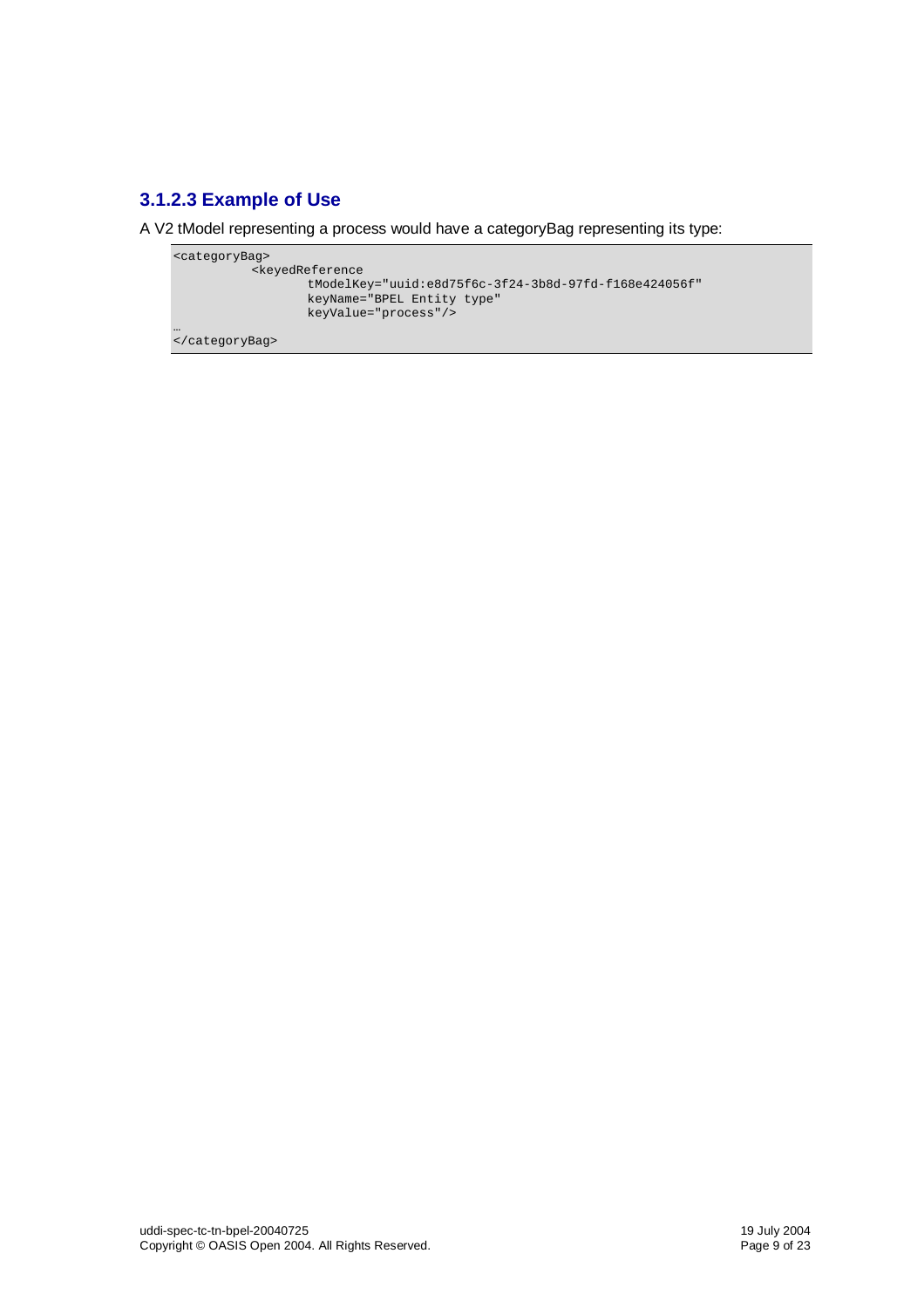#### 3.1.2.3 Example of Use

A V2 tModel representing a process would have a categoryBag representing its type:

```
<categoryBag>
          <keyedReference
                 tModelKey="uuid:e8d75f6c-3f24-3b8d-97fd-f168e424056f"
                 keyName="BPEL Entity type"
                 keyValue="process"/>
…
</categoryBag>
```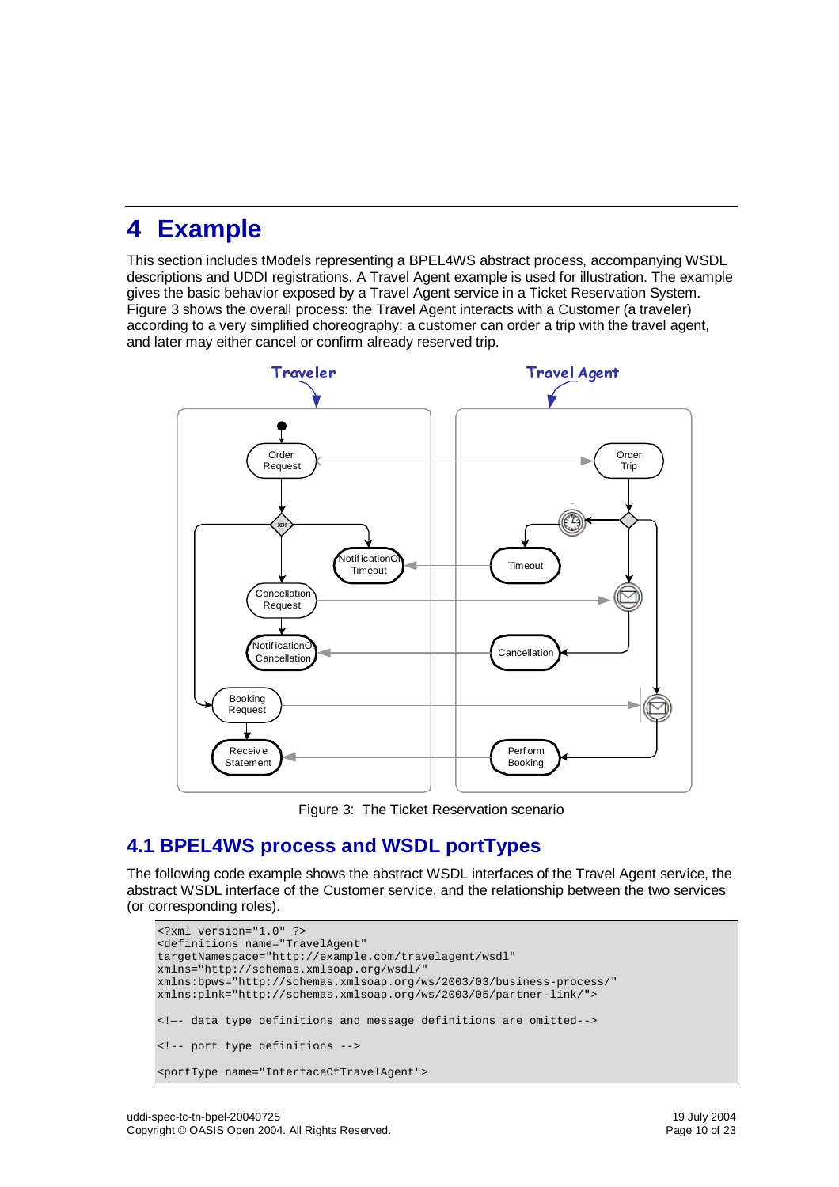# 4 Example

This section includes tModels representing a BPEL4WS abstract process, accompanying WSDL descriptions and UDDI registrations. A Travel Agent example is used for illustration. The example gives the basic behavior exposed by a Travel Agent service in a Ticket Reservation System. Figure 3 shows the overall process: the Travel Agent interacts with a Customer (a traveler) according to a very simplified choreography: a customer can order a trip with the travel agent, and later may either cancel or confirm already reserved trip.

Figure 3: The Ticket Reservation scenario

## 4.1 BPEL4WS process and WSDL portTypes

The following code example shows the abstract WSDL interfaces of the Travel Agent service, the abstract WSDL interface of the Customer service, and the relationship between the two services (or corresponding roles).

```
<?xml version="1.0" ?>
<definitions name="TravelAgent"
targetNamespace="http://example.com/travelagent/wsdl"
xmlns="http://schemas.xmlsoap.org/wsdl/"
xmlns:bpws="http://schemas.xmlsoap.org/ws/2003/03/business-process/"
xmlns:plnk="http://schemas.xmlsoap.org/ws/2003/05/partner-link/">

<!—- data type definitions and message definitions are omitted-->

<!-- port type definitions -->

<portType name="InterfaceOfTravelAgent">
```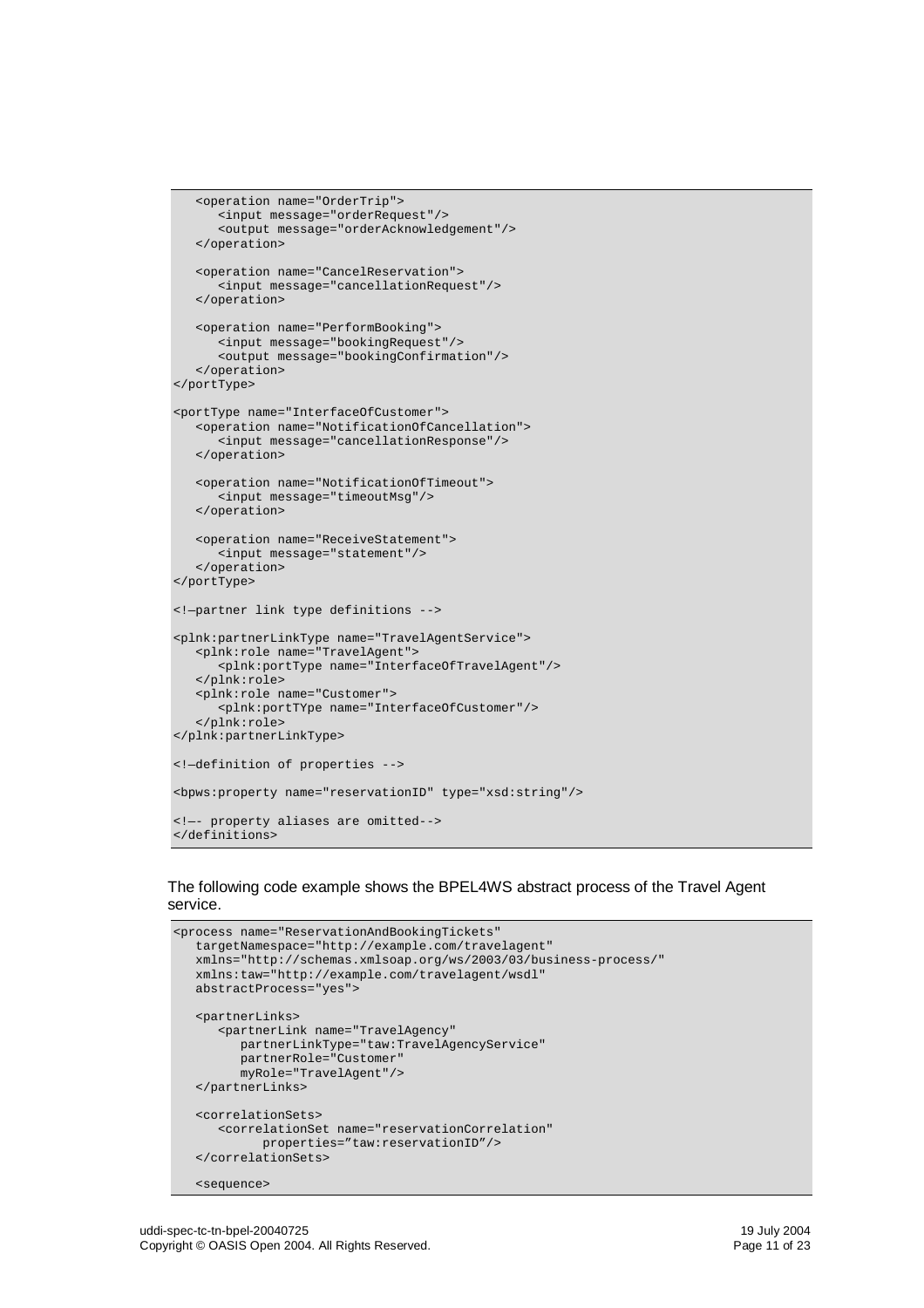```
   <operation name="OrderTrip">
      <input message="orderRequest"/>
      <output message="orderAcknowledgement"/>
   </operation>

   <operation name="CancelReservation">
      <input message="cancellationRequest"/>
   </operation>

   <operation name="PerformBooking">
      <input message="bookingRequest"/>
      <output message="bookingConfirmation"/>
   </operation>
</portType>

<portType name="InterfaceOfCustomer">
   <operation name="NotificationOfCancellation">
      <input message="cancellationResponse"/>
   </operation>

   <operation name="NotificationOfTimeout">
      <input message="timeoutMsg"/>
   </operation>

   <operation name="ReceiveStatement">
      <input message="statement"/>
   </operation>
</portType>

<!—partner link type definitions -->

<plnk:partnerLinkType name="TravelAgentService">
   <plnk:role name="TravelAgent">
      <plnk:portType name="InterfaceOfTravelAgent"/>
   </plnk:role>
   <plnk:role name="Customer">
      <plnk:portTYpe name="InterfaceOfCustomer"/>
   </plnk:role>
</plnk:partnerLinkType>

<!—definition of properties -->

<bpws:property name="reservationID" type="xsd:string"/>

<!—- property aliases are omitted-->
</definitions>
```

The following code example shows the BPEL4WS abstract process of the Travel Agent service.

```
<process name="ReservationAndBookingTickets"
   targetNamespace="http://example.com/travelagent"
   xmlns="http://schemas.xmlsoap.org/ws/2003/03/business-process/"
   xmlns:taw="http://example.com/travelagent/wsdl"
   abstractProcess="yes">

   <partnerLinks>
      <partnerLink name="TravelAgency"
         partnerLinkType="taw:TravelAgencyService"
         partnerRole="Customer"
         myRole="TravelAgent"/>
   </partnerLinks>

   <correlationSets>
      <correlationSet name="reservationCorrelation"
            properties="taw:reservationID"/>
   </correlationSets>

   <sequence>
```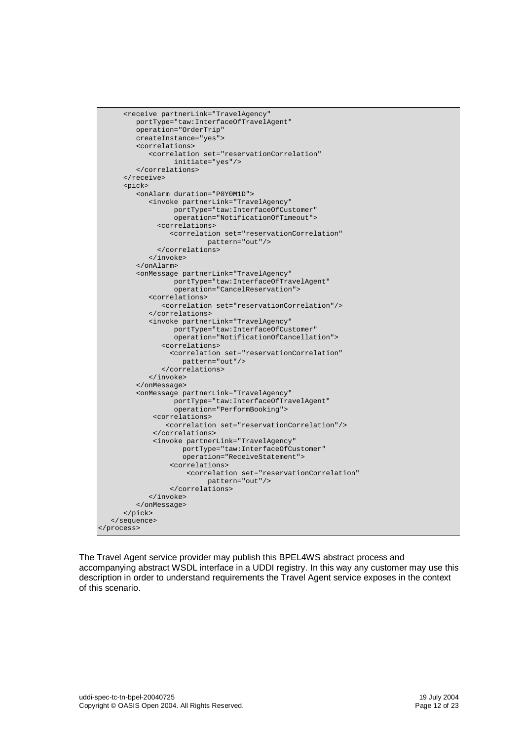```
      <receive partnerLink="TravelAgency"
         portType="taw:InterfaceOfTravelAgent"
         operation="OrderTrip"
         createInstance="yes">
         <correlations>
            <correlation set="reservationCorrelation"
                  initiate="yes"/>
         </correlations>
      </receive>
      <pick>
         <onAlarm duration="P0Y0M1D">
            <invoke partnerLink="TravelAgency"
                  portType="taw:InterfaceOfCustomer"
                  operation="NotificationOfTimeout">
              <correlations>
                 <correlation set="reservationCorrelation"
                          pattern="out"/>
              </correlations>
            </invoke>
         </onAlarm>
         <onMessage partnerLink="TravelAgency"
                  portType="taw:InterfaceOfTravelAgent"
                  operation="CancelReservation">
            <correlations>
               <correlation set="reservationCorrelation"/>
            </correlations>
            <invoke partnerLink="TravelAgency"
                  portType="taw:InterfaceOfCustomer"
                  operation="NotificationOfCancellation">
               <correlations>
                 <correlation set="reservationCorrelation"
                    pattern="out"/>
               </correlations>
            </invoke>
         </onMessage>
         <onMessage partnerLink="TravelAgency"
                  portType="taw:InterfaceOfTravelAgent"
                  operation="PerformBooking">
             <correlations>
                <correlation set="reservationCorrelation"/>
             </correlations>
             <invoke partnerLink="TravelAgency"
                    portType="taw:InterfaceOfCustomer"
                    operation="ReceiveStatement">
                 <correlations>
                     <correlation set="reservationCorrelation"
                          pattern="out"/>
                 </correlations>
            </invoke>
         </onMessage>
      </pick>
   </sequence>
</process>
```

The Travel Agent service provider may publish this BPEL4WS abstract process and accompanying abstract WSDL interface in a UDDI registry. In this way any customer may use this description in order to understand requirements the Travel Agent service exposes in the context of this scenario.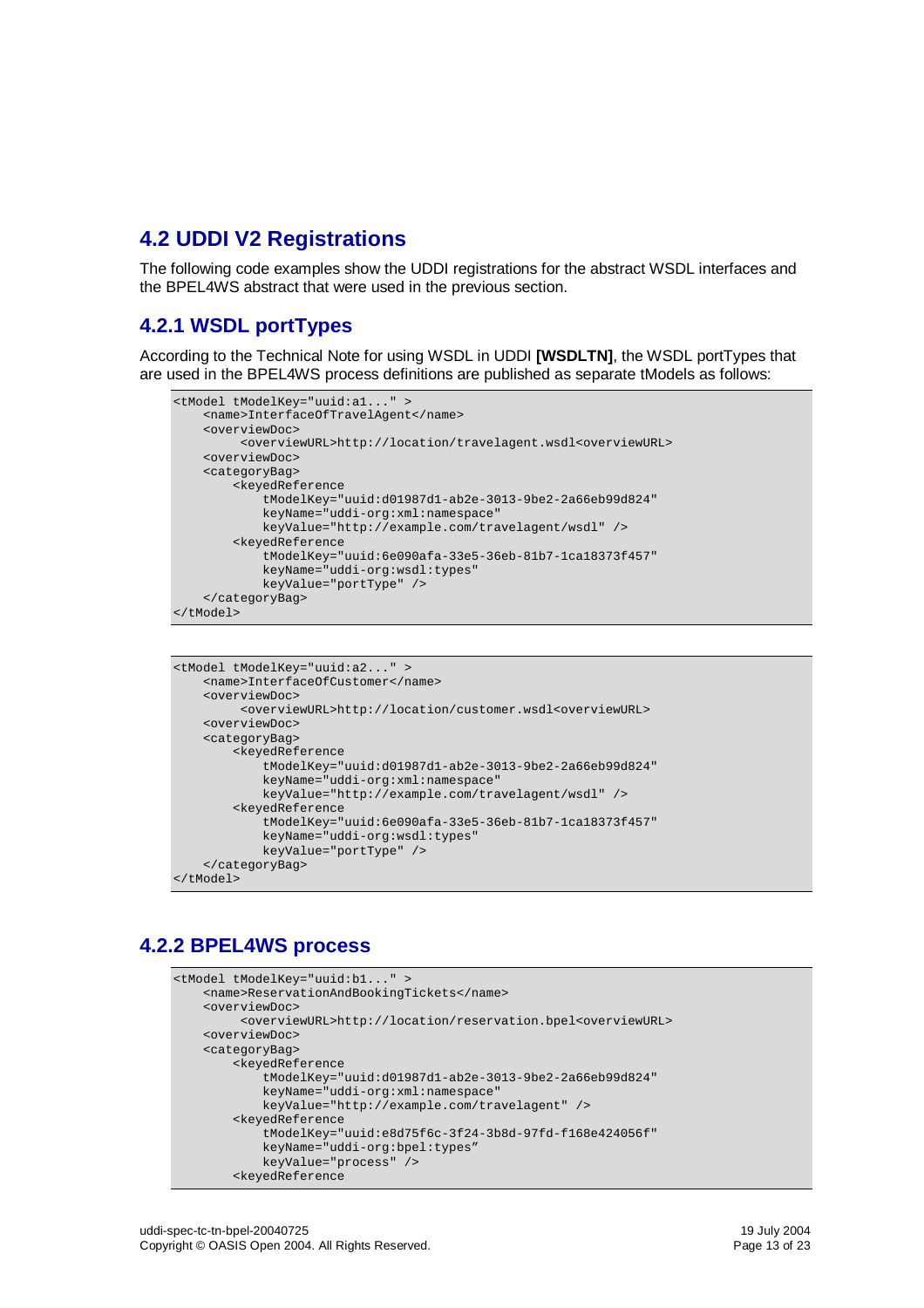## 4.2 UDDI V2 Registrations

The following code examples show the UDDI registrations for the abstract WSDL interfaces and the BPEL4WS abstract that were used in the previous section.

### 4.2.1 WSDL portTypes

According to the Technical Note for using WSDL in UDDI **[WSDLTN]**, the WSDL portTypes that are used in the BPEL4WS process definitions are published as separate tModels as follows:

```
<tModel tModelKey="uuid:a1..." >
    <name>InterfaceOfTravelAgent</name>
    <overviewDoc>
         <overviewURL>http://location/travelagent.wsdl<overviewURL>
    <overviewDoc>
    <categoryBag>
        <keyedReference
            tModelKey="uuid:d01987d1-ab2e-3013-9be2-2a66eb99d824"
            keyName="uddi-org:xml:namespace"
            keyValue="http://example.com/travelagent/wsdl" />
        <keyedReference
            tModelKey="uuid:6e090afa-33e5-36eb-81b7-1ca18373f457"
            keyName="uddi-org:wsdl:types"
            keyValue="portType" />
    </categoryBag>
</tModel>
```

```
<tModel tModelKey="uuid:a2..." >
    <name>InterfaceOfCustomer</name>
    <overviewDoc>
         <overviewURL>http://location/customer.wsdl<overviewURL>
    <overviewDoc>
    <categoryBag>
        <keyedReference
            tModelKey="uuid:d01987d1-ab2e-3013-9be2-2a66eb99d824"
            keyName="uddi-org:xml:namespace"
            keyValue="http://example.com/travelagent/wsdl" />
        <keyedReference
            tModelKey="uuid:6e090afa-33e5-36eb-81b7-1ca18373f457"
            keyName="uddi-org:wsdl:types"
            keyValue="portType" />
    </categoryBag>
</tModel>
```

### 4.2.2 BPEL4WS process

```
<tModel tModelKey="uuid:b1..." >
    <name>ReservationAndBookingTickets</name>
    <overviewDoc>
         <overviewURL>http://location/reservation.bpel<overviewURL>
    <overviewDoc>
    <categoryBag>
        <keyedReference
            tModelKey="uuid:d01987d1-ab2e-3013-9be2-2a66eb99d824"
            keyName="uddi-org:xml:namespace"
            keyValue="http://example.com/travelagent" />
        <keyedReference
            tModelKey="uuid:e8d75f6c-3f24-3b8d-97fd-f168e424056f"
            keyName="uddi-org:bpel:types"
            keyValue="process" />
        <keyedReference
```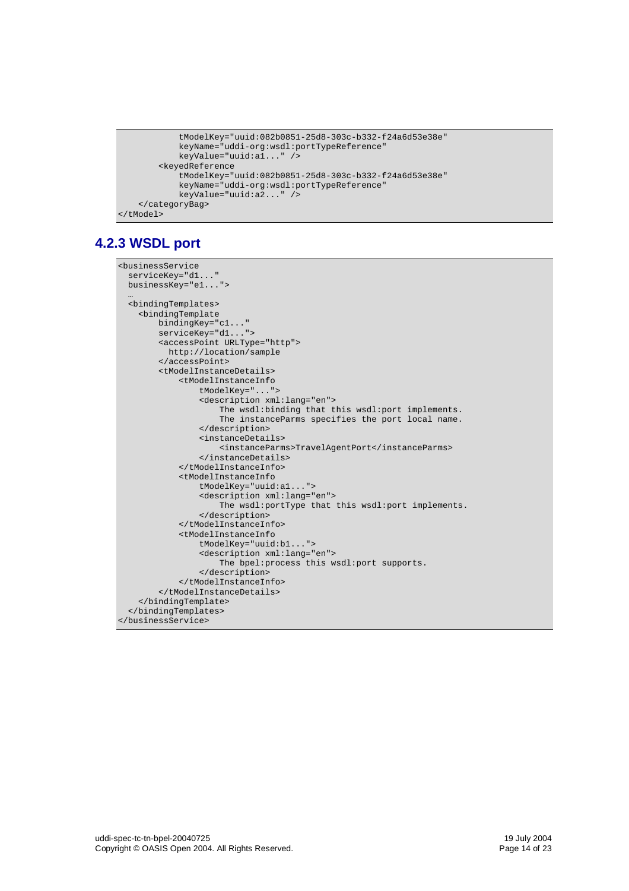```
            tModelKey="uuid:082b0851-25d8-303c-b332-f24a6d53e38e"
            keyName="uddi-org:wsdl:portTypeReference"
            keyValue="uuid:a1..." />
        <keyedReference
            tModelKey="uuid:082b0851-25d8-303c-b332-f24a6d53e38e"
            keyName="uddi-org:wsdl:portTypeReference"
            keyValue="uuid:a2..." />
    </categoryBag>
</tModel>
```

### 4.2.3 WSDL port

```
<businessService
  serviceKey="d1..."
  businessKey="e1...">
  …
  <bindingTemplates>
    <bindingTemplate
        bindingKey="c1..."
        serviceKey="d1...">
        <accessPoint URLType="http">
          http://location/sample
        </accessPoint>
        <tModelInstanceDetails>
            <tModelInstanceInfo
                tModelKey="...">
                <description xml:lang="en">
                    The wsdl:binding that this wsdl:port implements.
                    The instanceParms specifies the port local name.
                </description>
                <instanceDetails>
                    <instanceParms>TravelAgentPort</instanceParms>
                </instanceDetails>
            </tModelInstanceInfo>
            <tModelInstanceInfo
                tModelKey="uuid:a1...">
                <description xml:lang="en">
                    The wsdl:portType that this wsdl:port implements.
                </description>
            </tModelInstanceInfo>
            <tModelInstanceInfo
                tModelKey="uuid:b1...">
                <description xml:lang="en">
                    The bpel:process this wsdl:port supports.
                </description>
            </tModelInstanceInfo>
        </tModelInstanceDetails>
    </bindingTemplate>
  </bindingTemplates>
</businessService>
```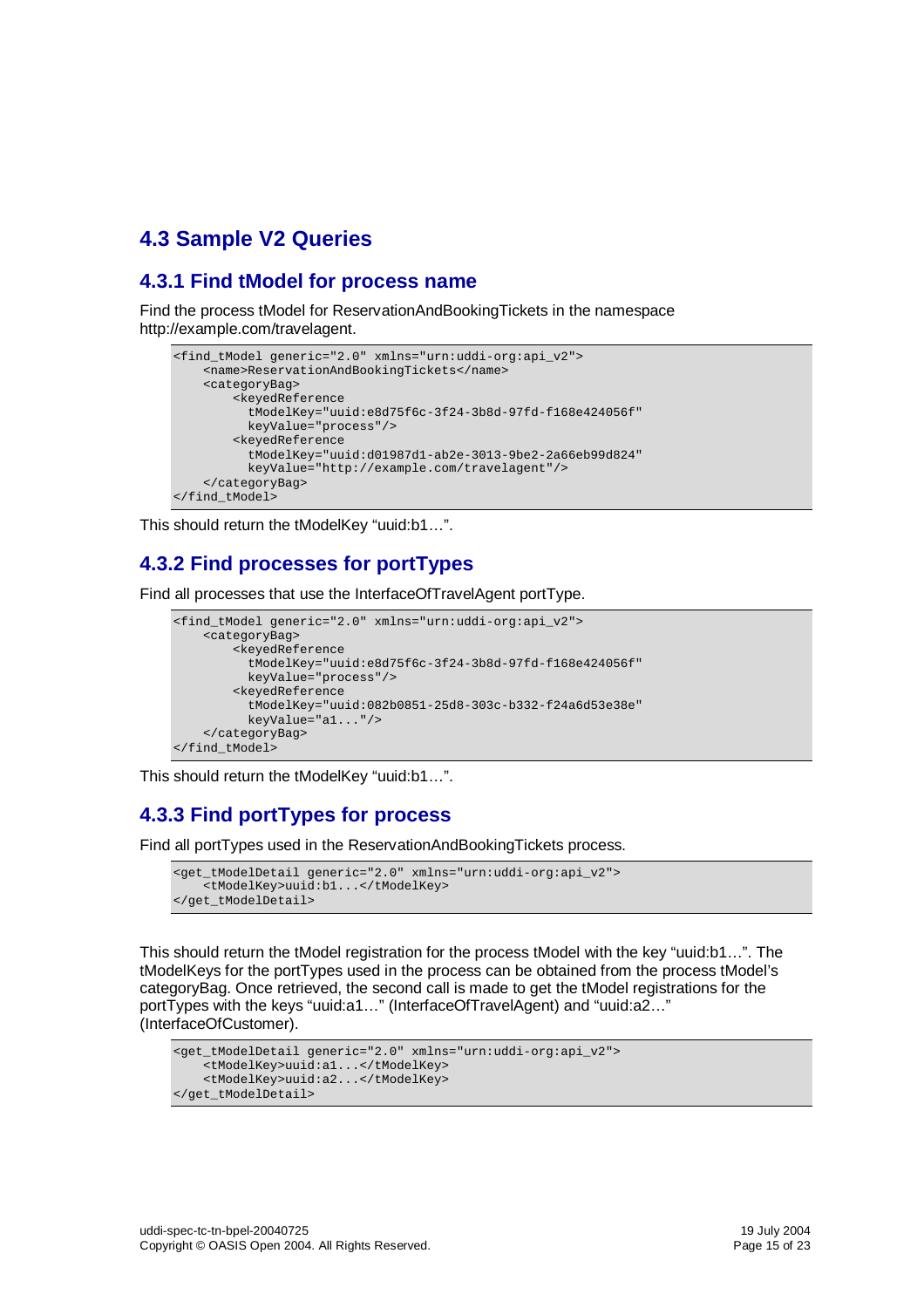## 4.3 Sample V2 Queries

### 4.3.1 Find tModel for process name

Find the process tModel for ReservationAndBookingTickets in the namespace http://example.com/travelagent.

```
<find_tModel generic="2.0" xmlns="urn:uddi-org:api_v2">
    <name>ReservationAndBookingTickets</name>
    <categoryBag>
        <keyedReference
          tModelKey="uuid:e8d75f6c-3f24-3b8d-97fd-f168e424056f"
          keyValue="process"/>
        <keyedReference
          tModelKey="uuid:d01987d1-ab2e-3013-9be2-2a66eb99d824"
          keyValue="http://example.com/travelagent"/>
    </categoryBag>
</find_tModel>
```

This should return the tModelKey "uuid:b1…".

### 4.3.2 Find processes for portTypes

Find all processes that use the InterfaceOfTravelAgent portType.

```
<find_tModel generic="2.0" xmlns="urn:uddi-org:api_v2">
    <categoryBag>
        <keyedReference
          tModelKey="uuid:e8d75f6c-3f24-3b8d-97fd-f168e424056f"
          keyValue="process"/>
        <keyedReference
          tModelKey="uuid:082b0851-25d8-303c-b332-f24a6d53e38e"
          keyValue="a1..."/>
    </categoryBag>
</find_tModel>
```

This should return the tModelKey "uuid:b1…".

### 4.3.3 Find portTypes for process

Find all portTypes used in the ReservationAndBookingTickets process.

```
<get_tModelDetail generic="2.0" xmlns="urn:uddi-org:api_v2">
    <tModelKey>uuid:b1...</tModelKey>
</get_tModelDetail>
```

This should return the tModel registration for the process tModel with the key "uuid:b1…". The tModelKeys for the portTypes used in the process can be obtained from the process tModel's categoryBag. Once retrieved, the second call is made to get the tModel registrations for the portTypes with the keys "uuid:a1…" (InterfaceOfTravelAgent) and "uuid:a2…" (InterfaceOfCustomer).

```
<get_tModelDetail generic="2.0" xmlns="urn:uddi-org:api_v2">
    <tModelKey>uuid:a1...</tModelKey>
    <tModelKey>uuid:a2...</tModelKey>
</get_tModelDetail>
```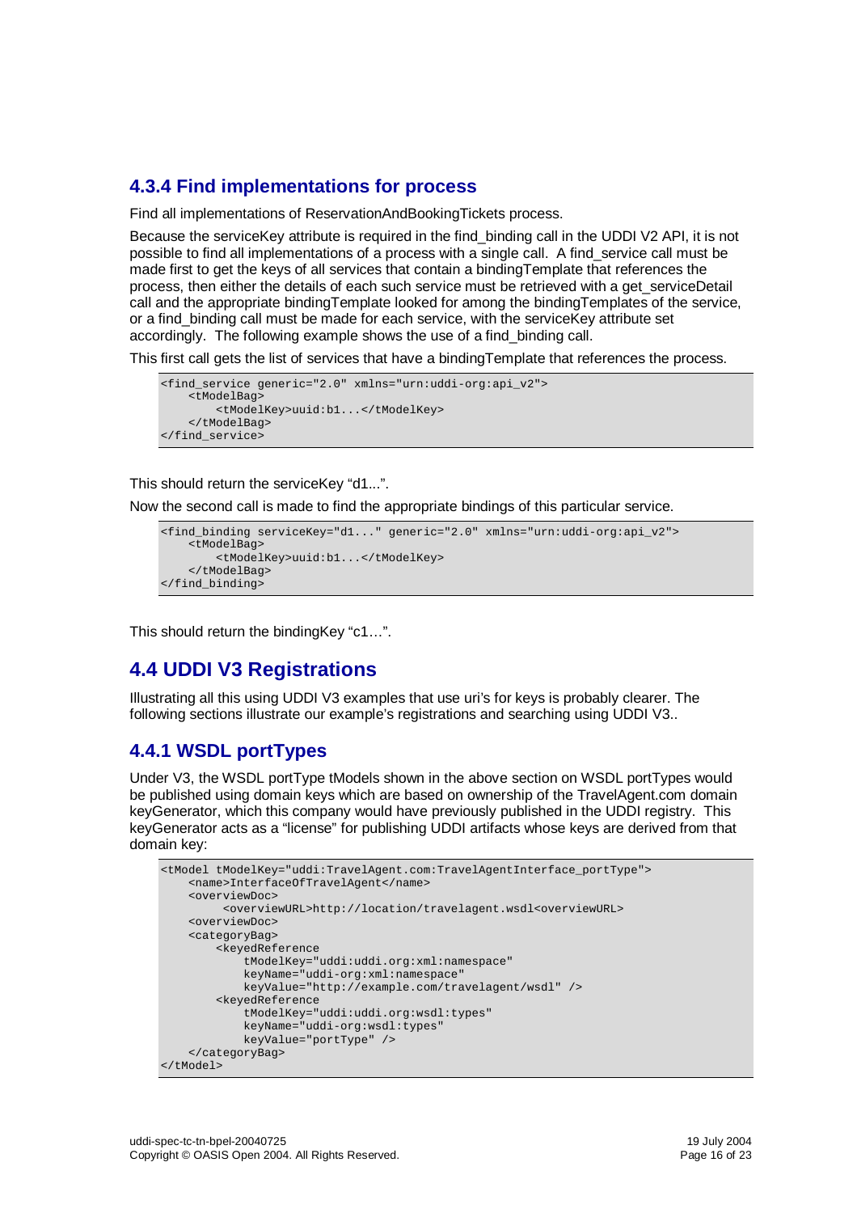### 4.3.4 Find implementations for process

Find all implementations of ReservationAndBookingTickets process.

Because the serviceKey attribute is required in the find_binding call in the UDDI V2 API, it is not possible to find all implementations of a process with a single call. A find_service call must be made first to get the keys of all services that contain a bindingTemplate that references the process, then either the details of each such service must be retrieved with a get_serviceDetail call and the appropriate bindingTemplate looked for among the bindingTemplates of the service, or a find_binding call must be made for each service, with the serviceKey attribute set accordingly. The following example shows the use of a find_binding call.

This first call gets the list of services that have a bindingTemplate that references the process.

```
<find_service generic="2.0" xmlns="urn:uddi-org:api_v2">
    <tModelBag>
        <tModelKey>uuid:b1...</tModelKey>
    </tModelBag>
</find_service>
```

This should return the serviceKey "d1...".

Now the second call is made to find the appropriate bindings of this particular service.

```
<find_binding serviceKey="d1..." generic="2.0" xmlns="urn:uddi-org:api_v2">
    <tModelBag>
        <tModelKey>uuid:b1...</tModelKey>
    </tModelBag>
</find_binding>
```

This should return the bindingKey "c1…".

## 4.4 UDDI V3 Registrations

Illustrating all this using UDDI V3 examples that use uri's for keys is probably clearer. The following sections illustrate our example's registrations and searching using UDDI V3..

### 4.4.1 WSDL portTypes

Under V3, the WSDL portType tModels shown in the above section on WSDL portTypes would be published using domain keys which are based on ownership of the TravelAgent.com domain keyGenerator, which this company would have previously published in the UDDI registry. This keyGenerator acts as a "license" for publishing UDDI artifacts whose keys are derived from that domain key:

```
<tModel tModelKey="uddi:TravelAgent.com:TravelAgentInterface_portType">
    <name>InterfaceOfTravelAgent</name>
    <overviewDoc>
         <overviewURL>http://location/travelagent.wsdl<overviewURL>
    <overviewDoc>
    <categoryBag>
        <keyedReference
            tModelKey="uddi:uddi.org:xml:namespace"
            keyName="uddi-org:xml:namespace"
            keyValue="http://example.com/travelagent/wsdl" />
        <keyedReference
            tModelKey="uddi:uddi.org:wsdl:types"
            keyName="uddi-org:wsdl:types"
            keyValue="portType" />
    </categoryBag>
</tModel>
```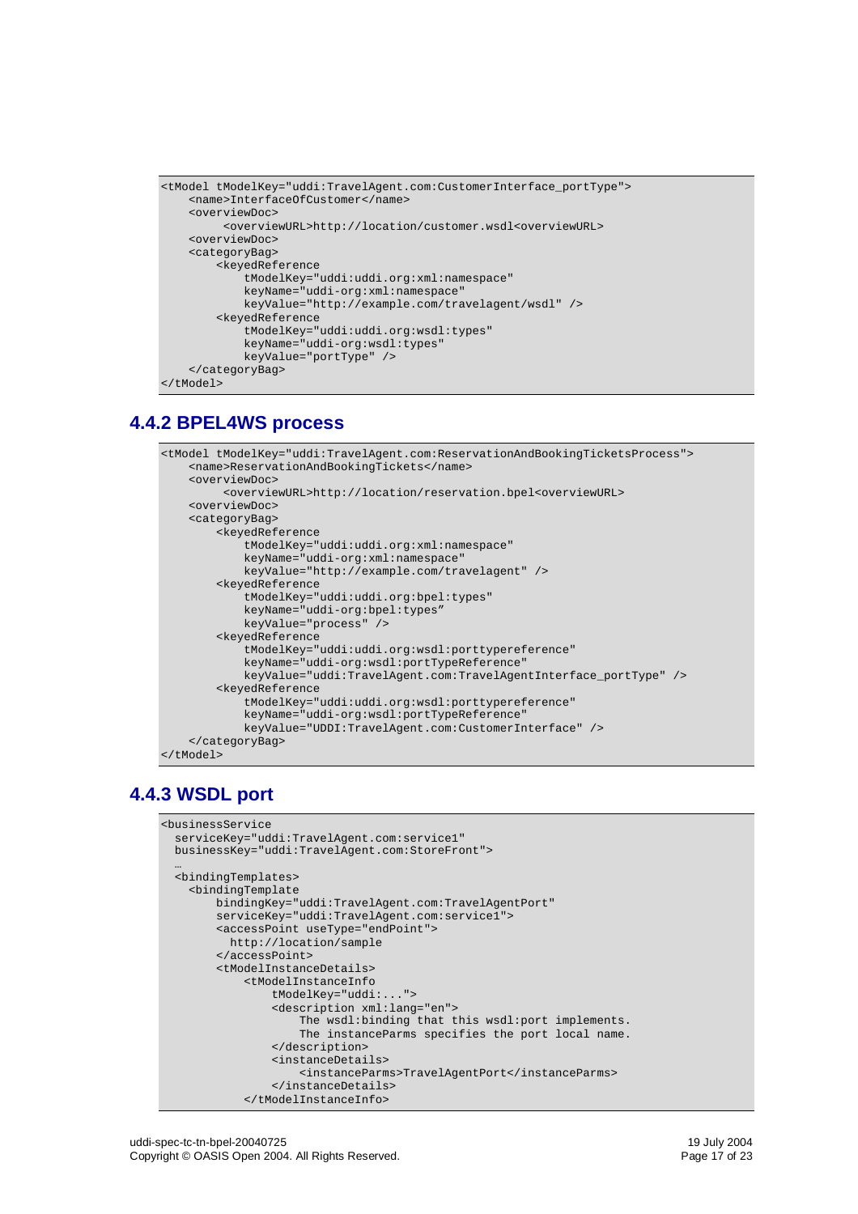```
<tModel tModelKey="uddi:TravelAgent.com:CustomerInterface_portType">
    <name>InterfaceOfCustomer</name>
    <overviewDoc>
         <overviewURL>http://location/customer.wsdl<overviewURL>
    <overviewDoc>
    <categoryBag>
        <keyedReference
            tModelKey="uddi:uddi.org:xml:namespace"
            keyName="uddi-org:xml:namespace"
            keyValue="http://example.com/travelagent/wsdl" />
        <keyedReference
            tModelKey="uddi:uddi.org:wsdl:types"
            keyName="uddi-org:wsdl:types"
            keyValue="portType" />
    </categoryBag>
</tModel>
```

### 4.4.2 BPEL4WS process

```
<tModel tModelKey="uddi:TravelAgent.com:ReservationAndBookingTicketsProcess">
    <name>ReservationAndBookingTickets</name>
    <overviewDoc>
         <overviewURL>http://location/reservation.bpel<overviewURL>
    <overviewDoc>
    <categoryBag>
        <keyedReference
            tModelKey="uddi:uddi.org:xml:namespace"
            keyName="uddi-org:xml:namespace"
            keyValue="http://example.com/travelagent" />
        <keyedReference
            tModelKey="uddi:uddi.org:bpel:types"
            keyName="uddi-org:bpel:types”
            keyValue="process" />
        <keyedReference
            tModelKey="uddi:uddi.org:wsdl:porttypereference"
            keyName="uddi-org:wsdl:portTypeReference"
            keyValue="uddi:TravelAgent.com:TravelAgentInterface_portType" />
        <keyedReference
            tModelKey="uddi:uddi.org:wsdl:porttypereference"
            keyName="uddi-org:wsdl:portTypeReference"
            keyValue="UDDI:TravelAgent.com:CustomerInterface" />
    </categoryBag>
</tModel>
```

### 4.4.3 WSDL port

```
<businessService
  serviceKey="uddi:TravelAgent.com:service1"
  businessKey="uddi:TravelAgent.com:StoreFront">
  …
  <bindingTemplates>
    <bindingTemplate
        bindingKey="uddi:TravelAgent.com:TravelAgentPort"
        serviceKey="uddi:TravelAgent.com:service1">
        <accessPoint useType="endPoint">
          http://location/sample
        </accessPoint>
        <tModelInstanceDetails>
            <tModelInstanceInfo
                tModelKey="uddi:...">
                <description xml:lang="en">
                    The wsdl:binding that this wsdl:port implements.
                    The instanceParms specifies the port local name.
                </description>
                <instanceDetails>
                    <instanceParms>TravelAgentPort</instanceParms>
                </instanceDetails>
            </tModelInstanceInfo>
```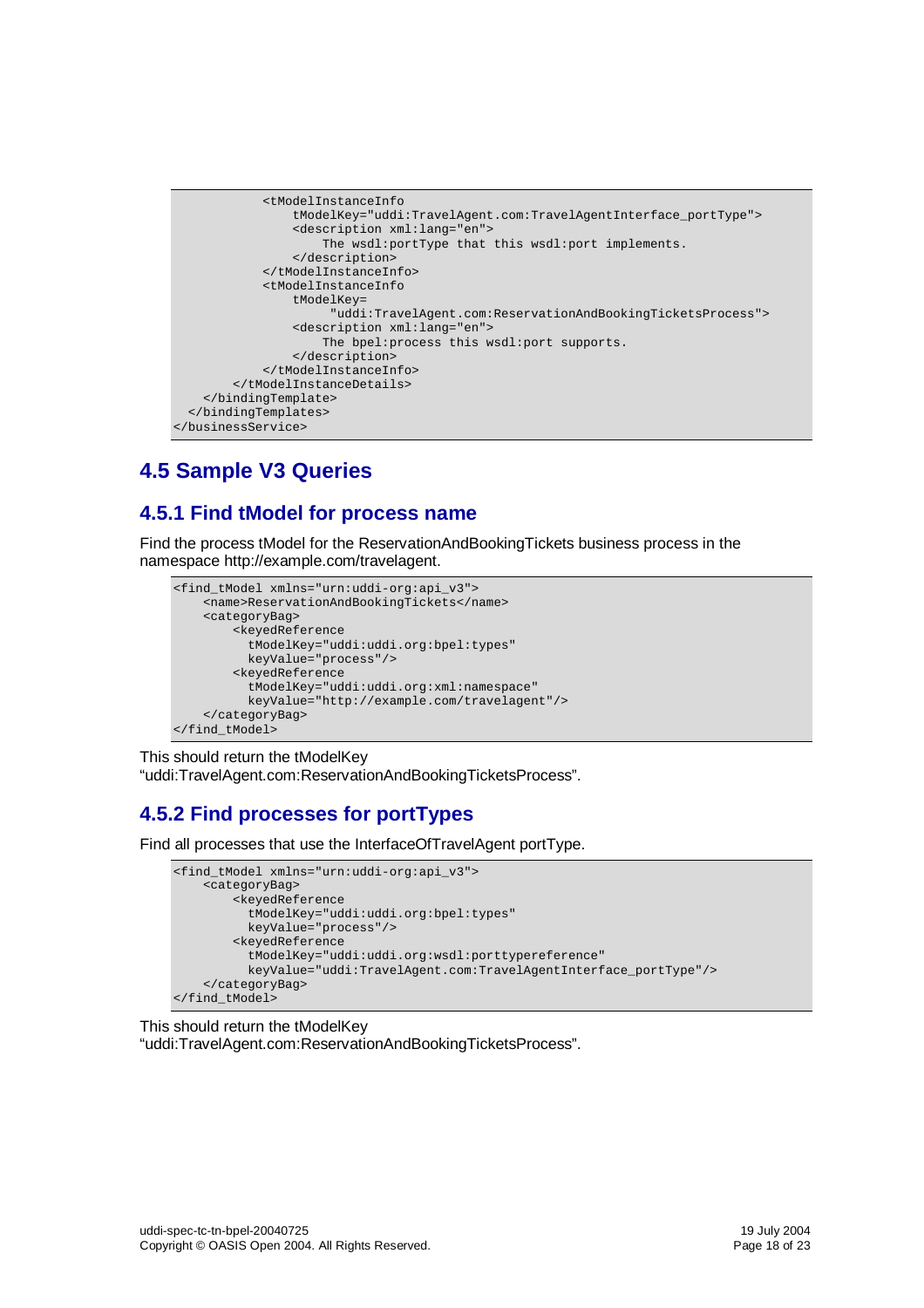```
            <tModelInstanceInfo
                tModelKey="uddi:TravelAgent.com:TravelAgentInterface_portType">
                <description xml:lang="en">
                    The wsdl:portType that this wsdl:port implements.
                </description>
            </tModelInstanceInfo>
            <tModelInstanceInfo
                tModelKey=
                     "uddi:TravelAgent.com:ReservationAndBookingTicketsProcess">
                <description xml:lang="en">
                    The bpel:process this wsdl:port supports.
                </description>
            </tModelInstanceInfo>
        </tModelInstanceDetails>
    </bindingTemplate>
  </bindingTemplates>
</businessService>
```

## 4.5 Sample V3 Queries

### 4.5.1 Find tModel for process name

Find the process tModel for the ReservationAndBookingTickets business process in the namespace http://example.com/travelagent.

```
<find_tModel xmlns="urn:uddi-org:api_v3">
    <name>ReservationAndBookingTickets</name>
    <categoryBag>
        <keyedReference
          tModelKey="uddi:uddi.org:bpel:types"
          keyValue="process"/>
        <keyedReference
          tModelKey="uddi:uddi.org:xml:namespace"
          keyValue="http://example.com/travelagent"/>
    </categoryBag>
</find_tModel>
```

This should return the tModelKey "uddi:TravelAgent.com:ReservationAndBookingTicketsProcess".

### 4.5.2 Find processes for portTypes

Find all processes that use the InterfaceOfTravelAgent portType.

```
<find_tModel xmlns="urn:uddi-org:api_v3">
    <categoryBag>
        <keyedReference
          tModelKey="uddi:uddi.org:bpel:types"
          keyValue="process"/>
        <keyedReference
          tModelKey="uddi:uddi.org:wsdl:porttypereference"
          keyValue="uddi:TravelAgent.com:TravelAgentInterface_portType"/>
    </categoryBag>
</find_tModel>
```

This should return the tModelKey "uddi:TravelAgent.com:ReservationAndBookingTicketsProcess".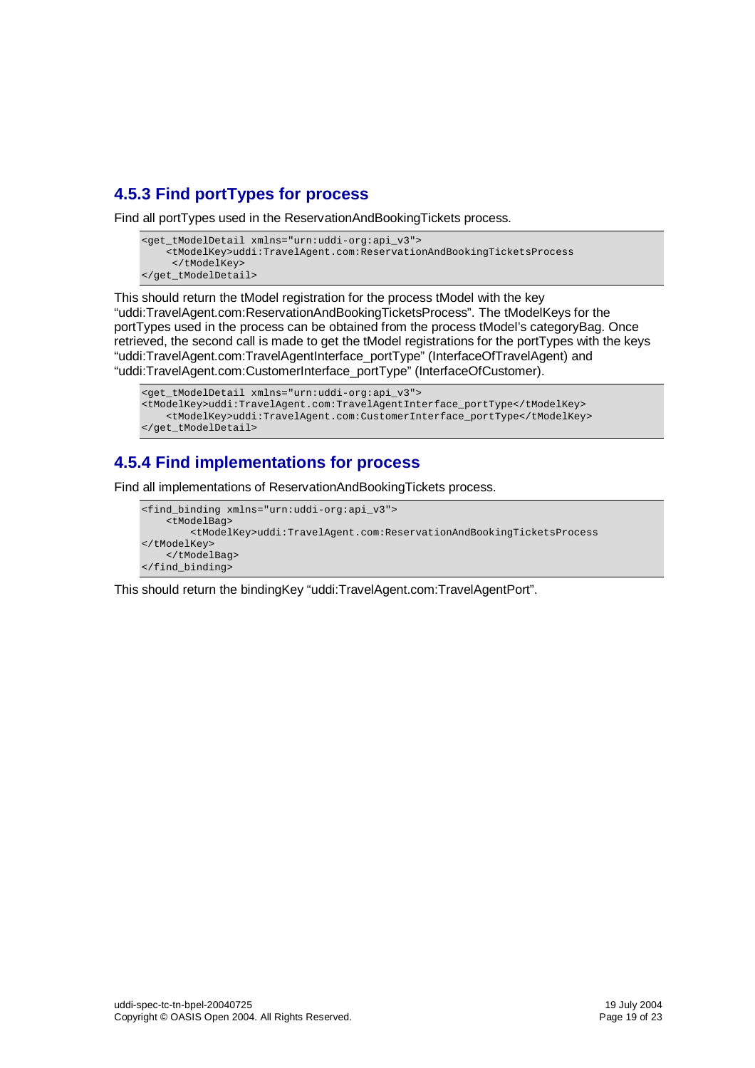### 4.5.3 Find portTypes for process

Find all portTypes used in the ReservationAndBookingTickets process.

```
<get_tModelDetail xmlns="urn:uddi-org:api_v3">
    <tModelKey>uddi:TravelAgent.com:ReservationAndBookingTicketsProcess
     </tModelKey>
</get_tModelDetail>
```

This should return the tModel registration for the process tModel with the key "uddi:TravelAgent.com:ReservationAndBookingTicketsProcess". The tModelKeys for the portTypes used in the process can be obtained from the process tModel's categoryBag. Once retrieved, the second call is made to get the tModel registrations for the portTypes with the keys "uddi:TravelAgent.com:TravelAgentInterface_portType" (InterfaceOfTravelAgent) and "uddi:TravelAgent.com:CustomerInterface_portType" (InterfaceOfCustomer).

```
<get_tModelDetail xmlns="urn:uddi-org:api_v3">
<tModelKey>uddi:TravelAgent.com:TravelAgentInterface_portType</tModelKey>
    <tModelKey>uddi:TravelAgent.com:CustomerInterface_portType</tModelKey>
</get_tModelDetail>
```

### 4.5.4 Find implementations for process

Find all implementations of ReservationAndBookingTickets process.

```
<find_binding xmlns="urn:uddi-org:api_v3">
    <tModelBag>
        <tModelKey>uddi:TravelAgent.com:ReservationAndBookingTicketsProcess
</tModelKey>
    </tModelBag>
</find_binding>
```

This should return the bindingKey "uddi:TravelAgent.com:TravelAgentPort".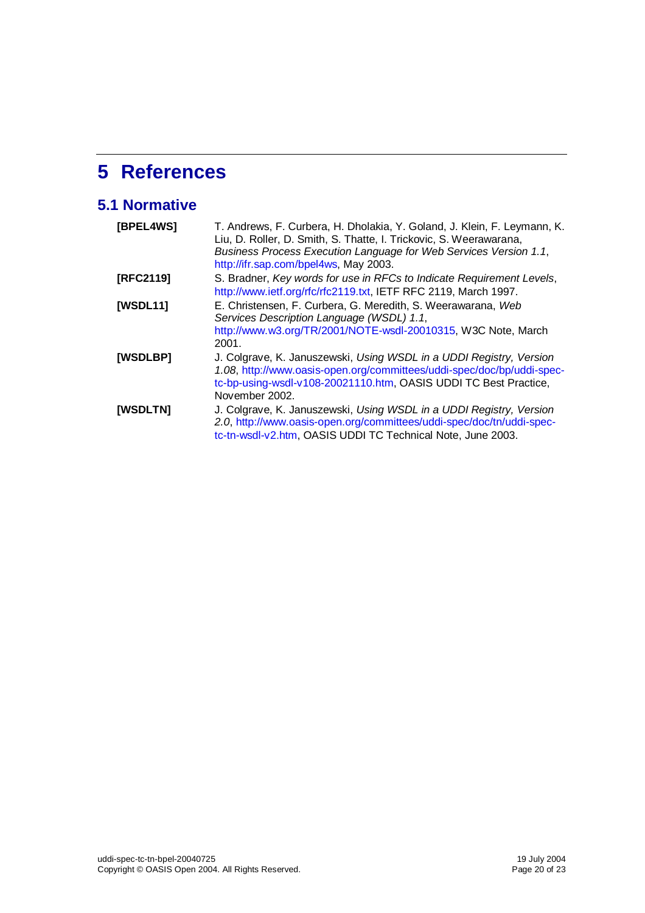# 5 References

## 5.1 Normative

**[BPEL4WS]** T. Andrews, F. Curbera, H. Dholakia, Y. Goland, J. Klein, F. Leymann, K. Liu, D. Roller, D. Smith, S. Thatte, I. Trickovic, S. Weerawarana, *Business Process Execution Language for Web Services Version 1.1*, http://ifr.sap.com/bpel4ws, May 2003.

**[RFC2119]** S. Bradner, *Key words for use in RFCs to Indicate Requirement Levels*, http://www.ietf.org/rfc/rfc2119.txt, IETF RFC 2119, March 1997.

**[WSDL11]** E. Christensen, F. Curbera, G. Meredith, S. Weerawarana, *Web Services Description Language (WSDL) 1.1*, http://www.w3.org/TR/2001/NOTE-wsdl-20010315, W3C Note, March 2001.

**[WSDLBP]** J. Colgrave, K. Januszewski, *Using WSDL in a UDDI Registry, Version 1.08*, http://www.oasis-open.org/committees/uddi-spec/doc/bp/uddi-spec-tc-bp-using-wsdl-v108-20021110.htm, OASIS UDDI TC Best Practice, November 2002.

**[WSDLTN]** J. Colgrave, K. Januszewski, *Using WSDL in a UDDI Registry, Version 2.0*, http://www.oasis-open.org/committees/uddi-spec/doc/tn/uddi-spec-tc-tn-wsdl-v2.htm, OASIS UDDI TC Technical Note, June 2003.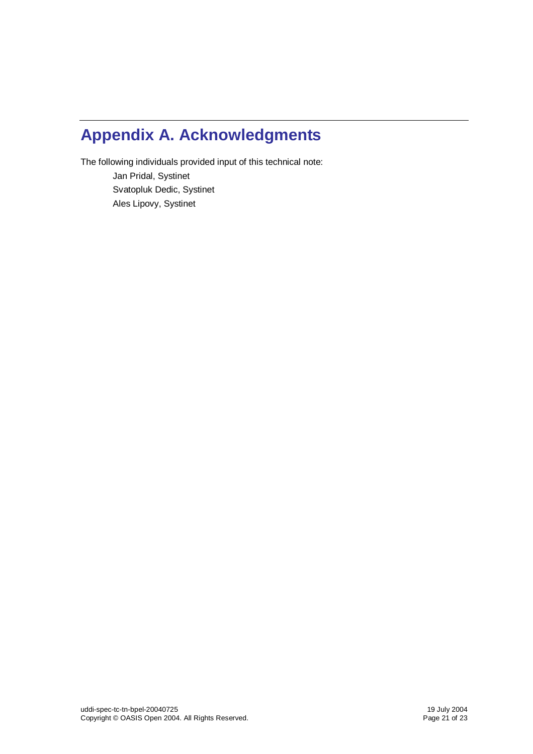# Appendix A. Acknowledgments

The following individuals provided input of this technical note:

Jan Pridal, Systinet
Svatopluk Dedic, Systinet
Ales Lipovy, Systinet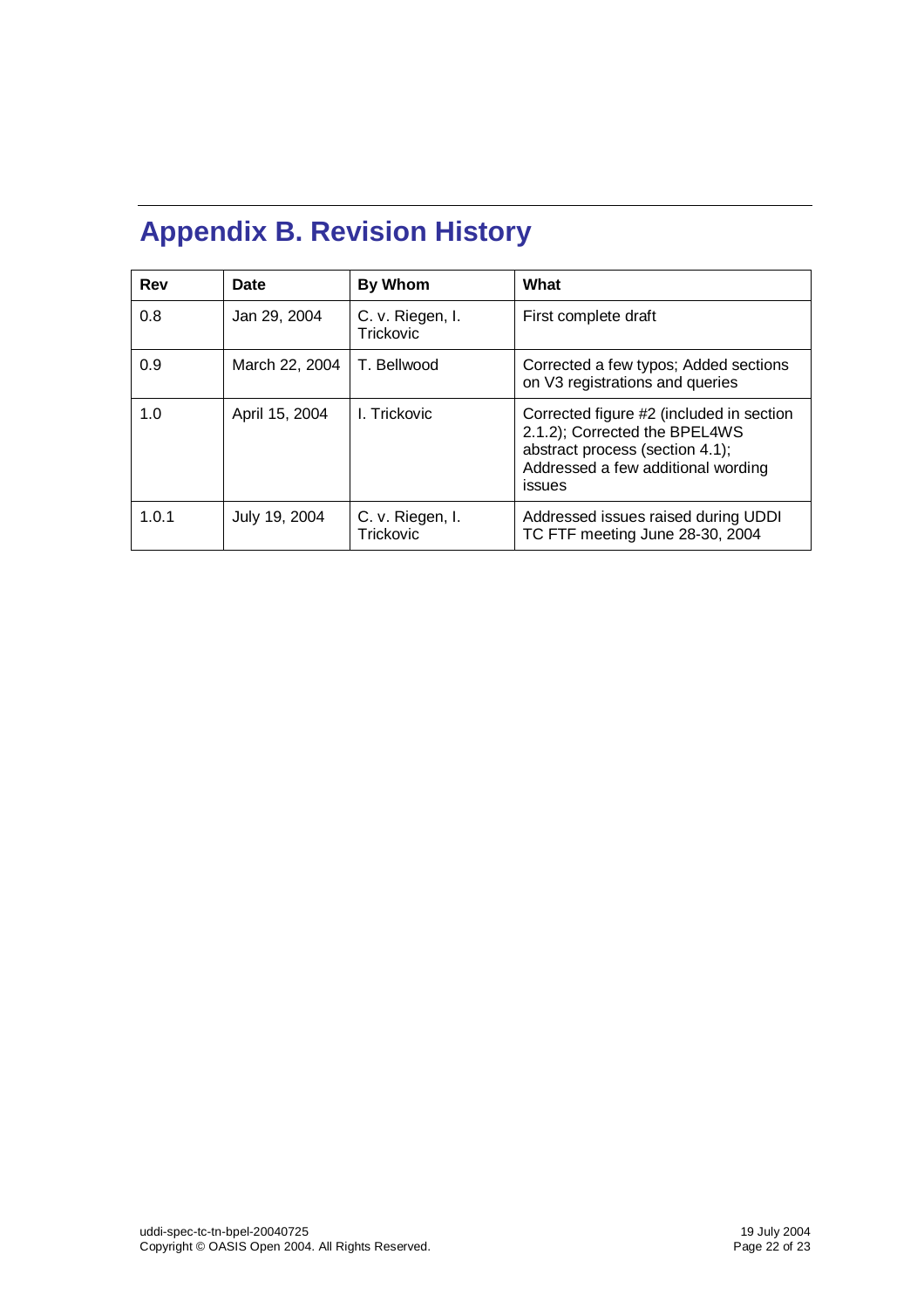# Appendix B. Revision History

| Rev | Date | By Whom | What |
| --- | --- | --- | --- |
| 0.8 | Jan 29, 2004 | C. v. Riegen, I. Trickovic | First complete draft |
| 0.9 | March 22, 2004 | T. Bellwood | Corrected a few typos; Added sections on V3 registrations and queries |
| 1.0 | April 15, 2004 | I. Trickovic | Corrected figure #2 (included in section 2.1.2); Corrected the BPEL4WS abstract process (section 4.1); Addressed a few additional wording issues |
| 1.0.1 | July 19, 2004 | C. v. Riegen, I. Trickovic | Addressed issues raised during UDDI TC FTF meeting June 28-30, 2004 |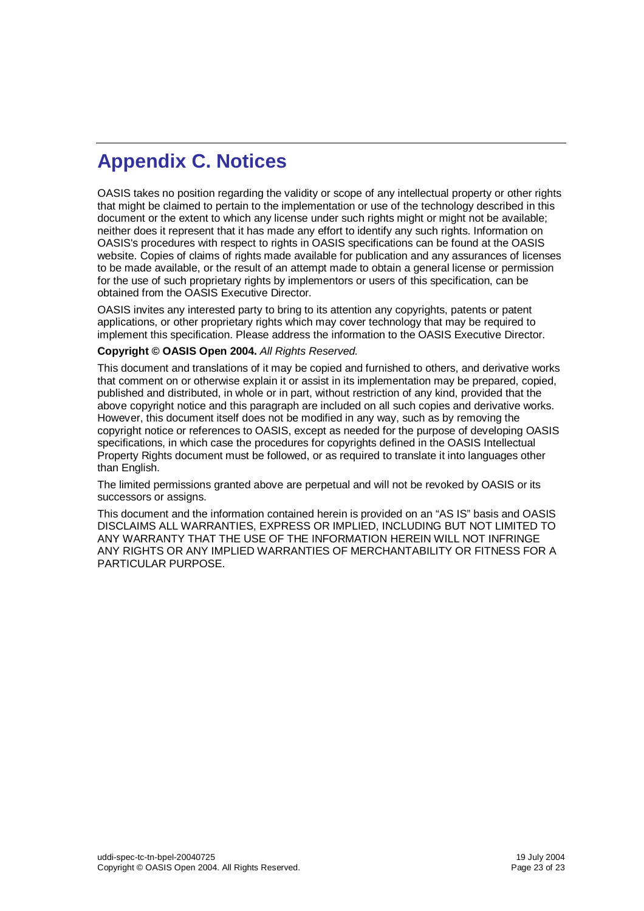# Appendix C. Notices

OASIS takes no position regarding the validity or scope of any intellectual property or other rights that might be claimed to pertain to the implementation or use of the technology described in this document or the extent to which any license under such rights might or might not be available; neither does it represent that it has made any effort to identify any such rights. Information on OASIS's procedures with respect to rights in OASIS specifications can be found at the OASIS website. Copies of claims of rights made available for publication and any assurances of licenses to be made available, or the result of an attempt made to obtain a general license or permission for the use of such proprietary rights by implementors or users of this specification, can be obtained from the OASIS Executive Director.

OASIS invites any interested party to bring to its attention any copyrights, patents or patent applications, or other proprietary rights which may cover technology that may be required to implement this specification. Please address the information to the OASIS Executive Director.

**Copyright © OASIS Open 2004.** *All Rights Reserved.*

This document and translations of it may be copied and furnished to others, and derivative works that comment on or otherwise explain it or assist in its implementation may be prepared, copied, published and distributed, in whole or in part, without restriction of any kind, provided that the above copyright notice and this paragraph are included on all such copies and derivative works. However, this document itself does not be modified in any way, such as by removing the copyright notice or references to OASIS, except as needed for the purpose of developing OASIS specifications, in which case the procedures for copyrights defined in the OASIS Intellectual Property Rights document must be followed, or as required to translate it into languages other than English.

The limited permissions granted above are perpetual and will not be revoked by OASIS or its successors or assigns.

This document and the information contained herein is provided on an "AS IS" basis and OASIS DISCLAIMS ALL WARRANTIES, EXPRESS OR IMPLIED, INCLUDING BUT NOT LIMITED TO ANY WARRANTY THAT THE USE OF THE INFORMATION HEREIN WILL NOT INFRINGE ANY RIGHTS OR ANY IMPLIED WARRANTIES OF MERCHANTABILITY OR FITNESS FOR A PARTICULAR PURPOSE.